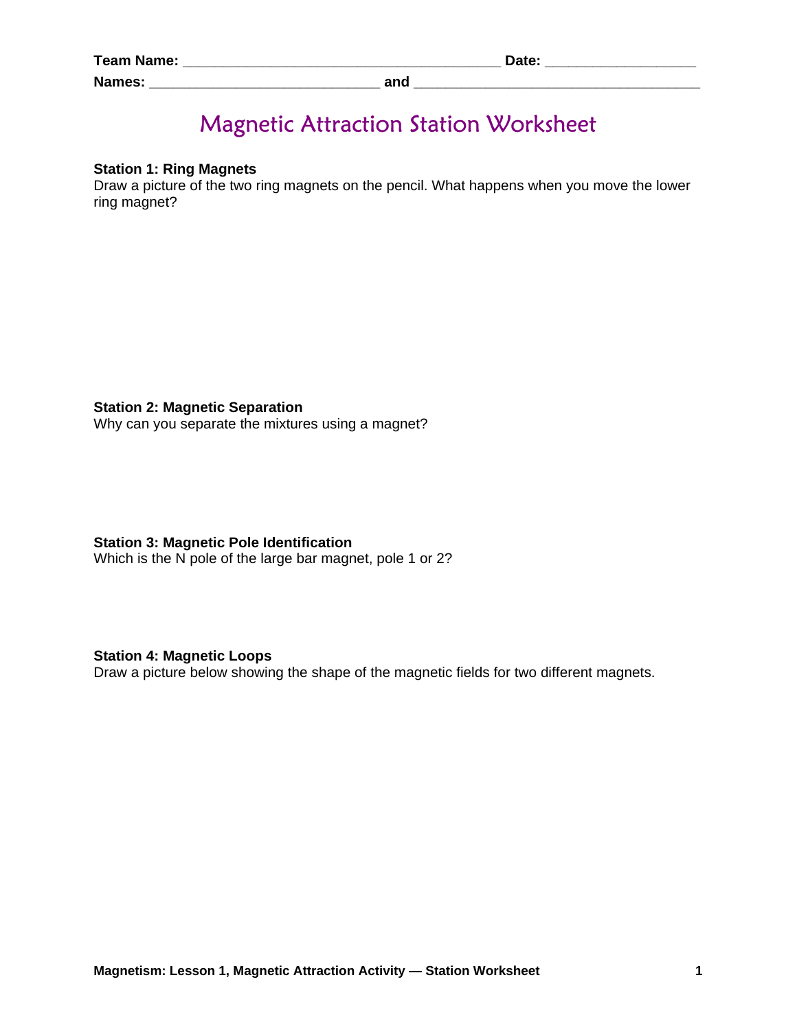**Team Name:** ________________________________________ **Date:** ___________________

**Names:** _____________________________ **and** ____________________________________

# Magnetic Attraction Station Worksheet

**Station 1: Ring Magnets**
Draw a picture of the two ring magnets on the pencil. What happens when you move the lower ring magnet?

**Station 2: Magnetic Separation**
Why can you separate the mixtures using a magnet?

**Station 3: Magnetic Pole Identification**
Which is the N pole of the large bar magnet, pole 1 or 2?

**Station 4: Magnetic Loops**
Draw a picture below showing the shape of the magnetic fields for two different magnets.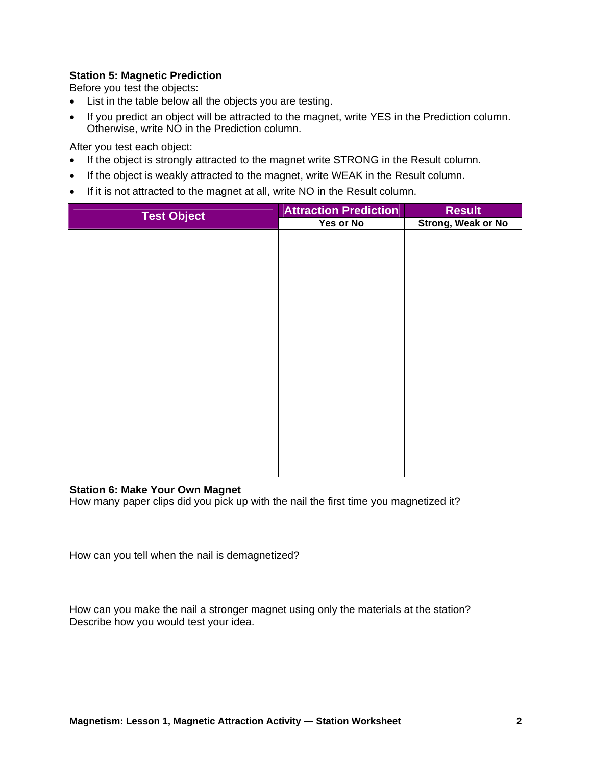**Station 5: Magnetic Prediction**

Before you test the objects:

- List in the table below all the objects you are testing.
- If you predict an object will be attracted to the magnet, write YES in the Prediction column. Otherwise, write NO in the Prediction column.

After you test each object:

- If the object is strongly attracted to the magnet write STRONG in the Result column.
- If the object is weakly attracted to the magnet, write WEAK in the Result column.
- If it is not attracted to the magnet at all, write NO in the Result column.

| Test Object | Attraction Prediction | Result |
| --- | --- | --- |
| | Yes or No | Strong, Weak or No |
| | | |

**Station 6: Make Your Own Magnet**

How many paper clips did you pick up with the nail the first time you magnetized it?

How can you tell when the nail is demagnetized?

How can you make the nail a stronger magnet using only the materials at the station? Describe how you would test your idea.